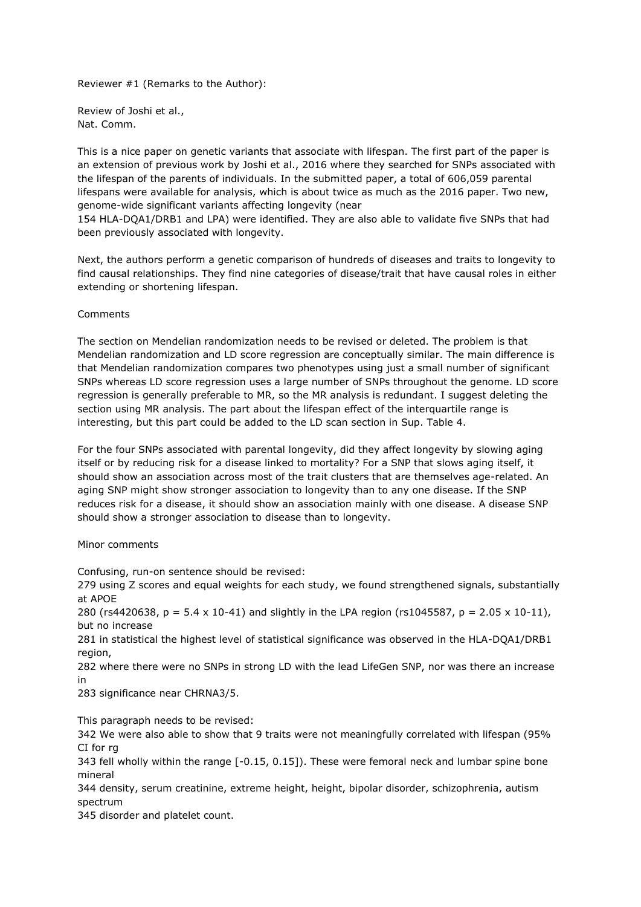Reviewer #1 (Remarks to the Author):

Review of Joshi et al.,
Nat. Comm.

This is a nice paper on genetic variants that associate with lifespan. The first part of the paper is an extension of previous work by Joshi et al., 2016 where they searched for SNPs associated with the lifespan of the parents of individuals. In the submitted paper, a total of 606,059 parental lifespans were available for analysis, which is about twice as much as the 2016 paper. Two new, genome-wide significant variants affecting longevity (near
154 HLA-DQA1/DRB1 and LPA) were identified. They are also able to validate five SNPs that had been previously associated with longevity.

Next, the authors perform a genetic comparison of hundreds of diseases and traits to longevity to find causal relationships. They find nine categories of disease/trait that have causal roles in either extending or shortening lifespan.

Comments

The section on Mendelian randomization needs to be revised or deleted. The problem is that Mendelian randomization and LD score regression are conceptually similar. The main difference is that Mendelian randomization compares two phenotypes using just a small number of significant SNPs whereas LD score regression uses a large number of SNPs throughout the genome. LD score regression is generally preferable to MR, so the MR analysis is redundant. I suggest deleting the section using MR analysis. The part about the lifespan effect of the interquartile range is interesting, but this part could be added to the LD scan section in Sup. Table 4.

For the four SNPs associated with parental longevity, did they affect longevity by slowing aging itself or by reducing risk for a disease linked to mortality? For a SNP that slows aging itself, it should show an association across most of the trait clusters that are themselves age-related. An aging SNP might show stronger association to longevity than to any one disease. If the SNP reduces risk for a disease, it should show an association mainly with one disease. A disease SNP should show a stronger association to disease than to longevity.

Minor comments

Confusing, run-on sentence should be revised:
279 using Z scores and equal weights for each study, we found strengthened signals, substantially at APOE
280 (rs4420638, p = 5.4 x 10-41) and slightly in the LPA region (rs1045587, p = 2.05 x 10-11), but no increase
281 in statistical the highest level of statistical significance was observed in the HLA-DQA1/DRB1 region,
282 where there were no SNPs in strong LD with the lead LifeGen SNP, nor was there an increase in
283 significance near CHRNA3/5.

This paragraph needs to be revised:
342 We were also able to show that 9 traits were not meaningfully correlated with lifespan (95% CI for rg
343 fell wholly within the range [-0.15, 0.15]). These were femoral neck and lumbar spine bone mineral
344 density, serum creatinine, extreme height, height, bipolar disorder, schizophrenia, autism spectrum
345 disorder and platelet count.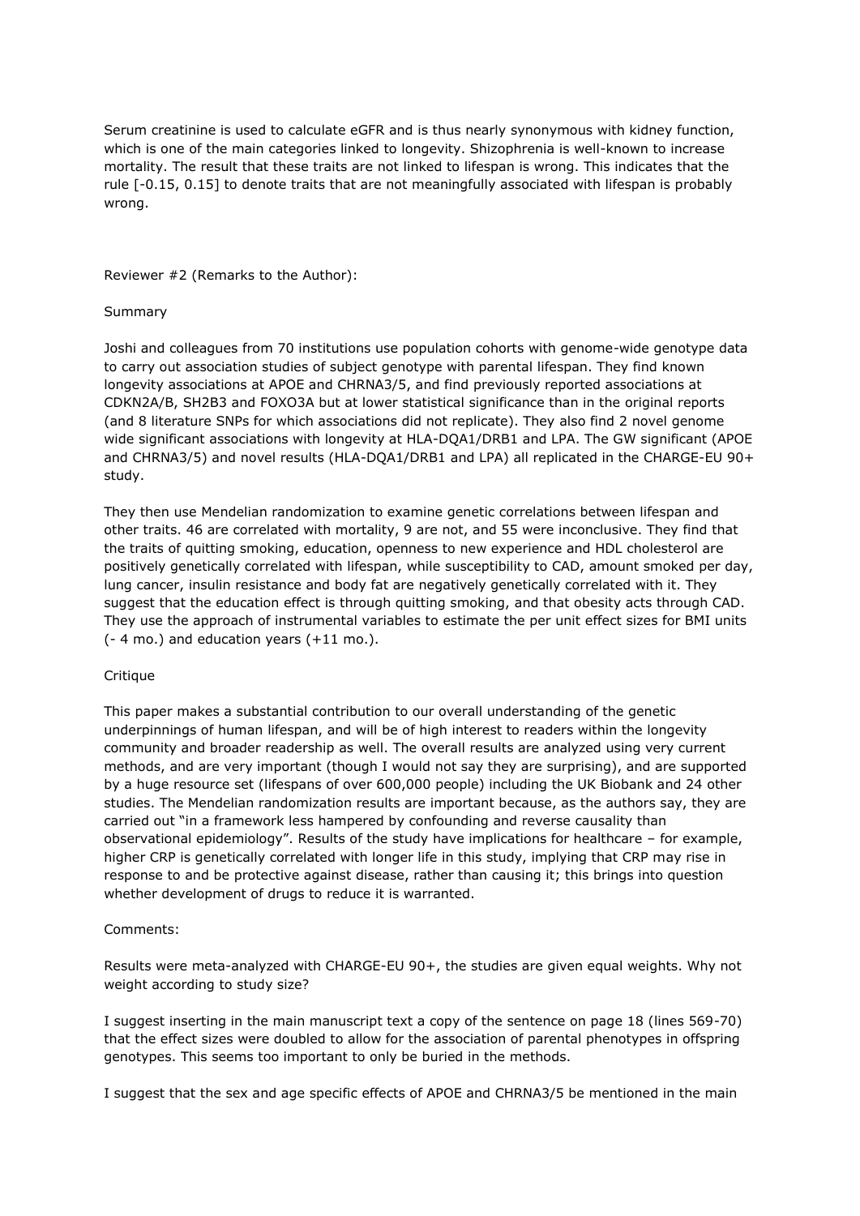Serum creatinine is used to calculate eGFR and is thus nearly synonymous with kidney function, which is one of the main categories linked to longevity. Shizophrenia is well-known to increase mortality. The result that these traits are not linked to lifespan is wrong. This indicates that the rule [-0.15, 0.15] to denote traits that are not meaningfully associated with lifespan is probably wrong.

Reviewer #2 (Remarks to the Author):

Summary

Joshi and colleagues from 70 institutions use population cohorts with genome-wide genotype data to carry out association studies of subject genotype with parental lifespan. They find known longevity associations at APOE and CHRNA3/5, and find previously reported associations at CDKN2A/B, SH2B3 and FOXO3A but at lower statistical significance than in the original reports (and 8 literature SNPs for which associations did not replicate). They also find 2 novel genome wide significant associations with longevity at HLA-DQA1/DRB1 and LPA. The GW significant (APOE and CHRNA3/5) and novel results (HLA-DQA1/DRB1 and LPA) all replicated in the CHARGE-EU 90+ study.

They then use Mendelian randomization to examine genetic correlations between lifespan and other traits. 46 are correlated with mortality, 9 are not, and 55 were inconclusive. They find that the traits of quitting smoking, education, openness to new experience and HDL cholesterol are positively genetically correlated with lifespan, while susceptibility to CAD, amount smoked per day, lung cancer, insulin resistance and body fat are negatively genetically correlated with it. They suggest that the education effect is through quitting smoking, and that obesity acts through CAD. They use the approach of instrumental variables to estimate the per unit effect sizes for BMI units (- 4 mo.) and education years (+11 mo.).

Critique

This paper makes a substantial contribution to our overall understanding of the genetic underpinnings of human lifespan, and will be of high interest to readers within the longevity community and broader readership as well. The overall results are analyzed using very current methods, and are very important (though I would not say they are surprising), and are supported by a huge resource set (lifespans of over 600,000 people) including the UK Biobank and 24 other studies. The Mendelian randomization results are important because, as the authors say, they are carried out "in a framework less hampered by confounding and reverse causality than observational epidemiology". Results of the study have implications for healthcare – for example, higher CRP is genetically correlated with longer life in this study, implying that CRP may rise in response to and be protective against disease, rather than causing it; this brings into question whether development of drugs to reduce it is warranted.

Comments:

Results were meta-analyzed with CHARGE-EU 90+, the studies are given equal weights. Why not weight according to study size?

I suggest inserting in the main manuscript text a copy of the sentence on page 18 (lines 569-70) that the effect sizes were doubled to allow for the association of parental phenotypes in offspring genotypes. This seems too important to only be buried in the methods.

I suggest that the sex and age specific effects of APOE and CHRNA3/5 be mentioned in the main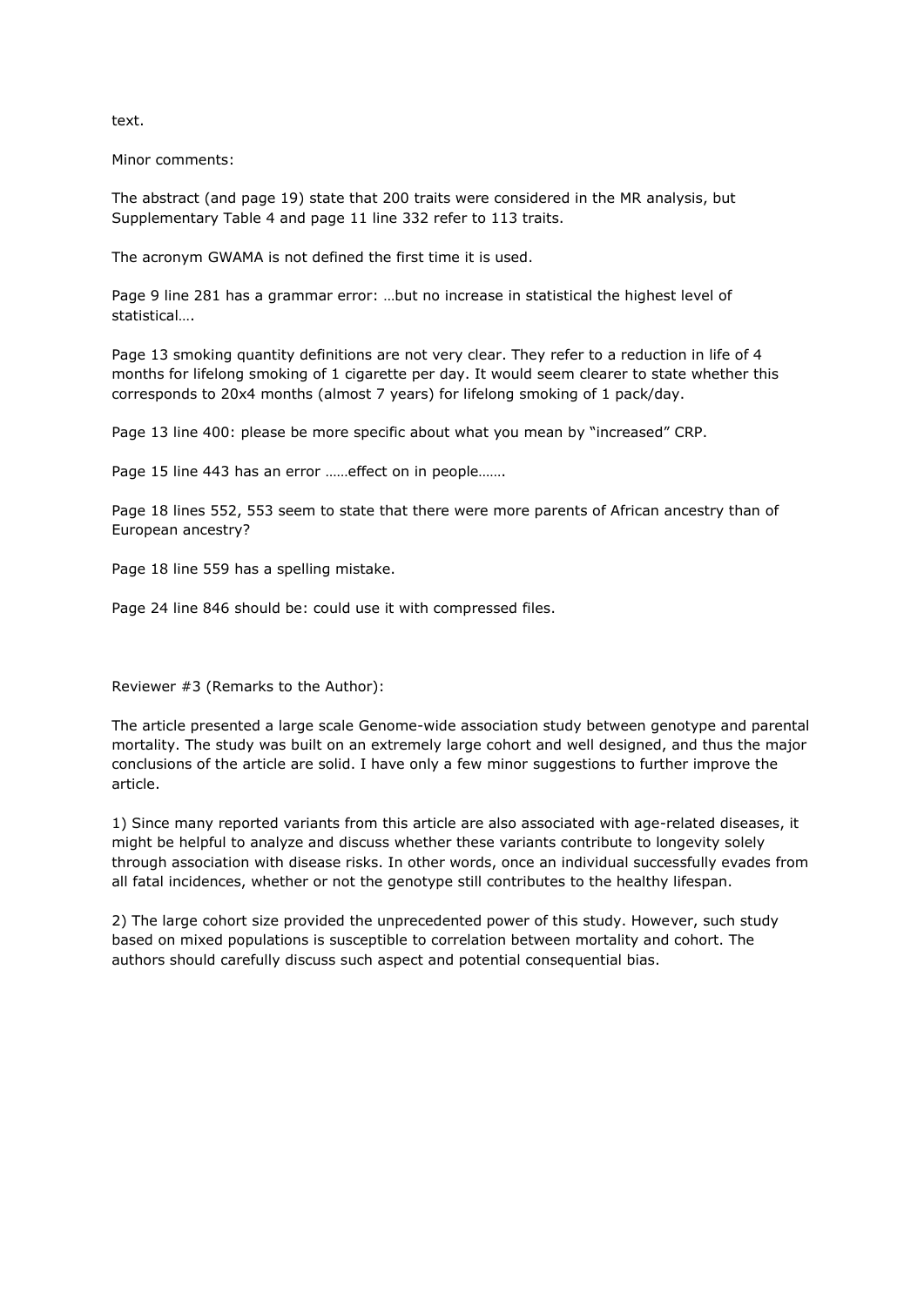text.

Minor comments:

The abstract (and page 19) state that 200 traits were considered in the MR analysis, but Supplementary Table 4 and page 11 line 332 refer to 113 traits.

The acronym GWAMA is not defined the first time it is used.

Page 9 line 281 has a grammar error: …but no increase in statistical the highest level of statistical….

Page 13 smoking quantity definitions are not very clear. They refer to a reduction in life of 4 months for lifelong smoking of 1 cigarette per day. It would seem clearer to state whether this corresponds to 20x4 months (almost 7 years) for lifelong smoking of 1 pack/day.

Page 13 line 400: please be more specific about what you mean by "increased" CRP.

Page 15 line 443 has an error ……effect on in people…….

Page 18 lines 552, 553 seem to state that there were more parents of African ancestry than of European ancestry?

Page 18 line 559 has a spelling mistake.

Page 24 line 846 should be: could use it with compressed files.

Reviewer #3 (Remarks to the Author):

The article presented a large scale Genome-wide association study between genotype and parental mortality. The study was built on an extremely large cohort and well designed, and thus the major conclusions of the article are solid. I have only a few minor suggestions to further improve the article.

1) Since many reported variants from this article are also associated with age-related diseases, it might be helpful to analyze and discuss whether these variants contribute to longevity solely through association with disease risks. In other words, once an individual successfully evades from all fatal incidences, whether or not the genotype still contributes to the healthy lifespan.

2) The large cohort size provided the unprecedented power of this study. However, such study based on mixed populations is susceptible to correlation between mortality and cohort. The authors should carefully discuss such aspect and potential consequential bias.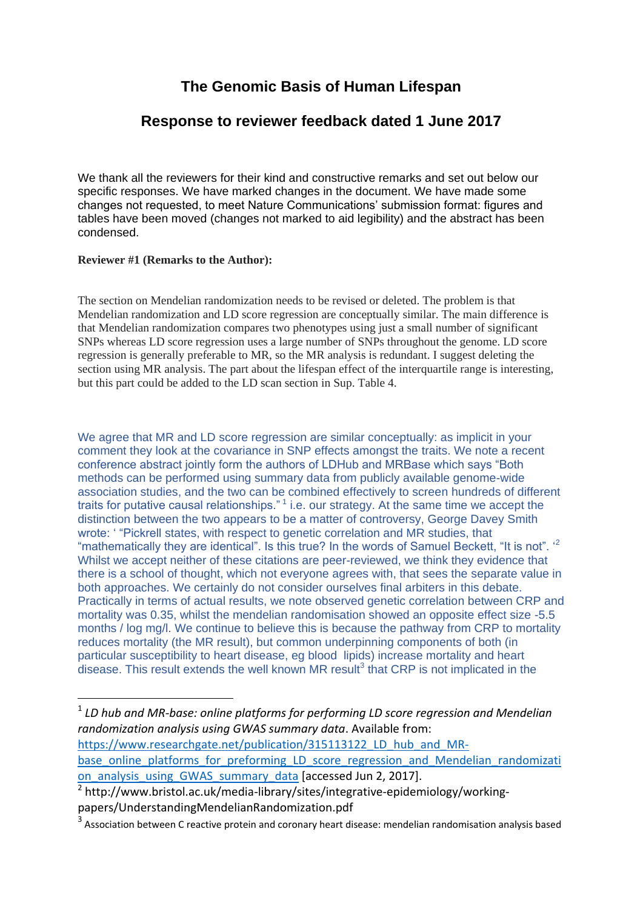# The Genomic Basis of Human Lifespan

## Response to reviewer feedback dated 1 June 2017

We thank all the reviewers for their kind and constructive remarks and set out below our specific responses. We have marked changes in the document. We have made some changes not requested, to meet Nature Communications' submission format: figures and tables have been moved (changes not marked to aid legibility) and the abstract has been condensed.

**Reviewer #1 (Remarks to the Author):**

The section on Mendelian randomization needs to be revised or deleted. The problem is that Mendelian randomization and LD score regression are conceptually similar. The main difference is that Mendelian randomization compares two phenotypes using just a small number of significant SNPs whereas LD score regression uses a large number of SNPs throughout the genome. LD score regression is generally preferable to MR, so the MR analysis is redundant. I suggest deleting the section using MR analysis. The part about the lifespan effect of the interquartile range is interesting, but this part could be added to the LD scan section in Sup. Table 4.

We agree that MR and LD score regression are similar conceptually: as implicit in your comment they look at the covariance in SNP effects amongst the traits. We note a recent conference abstract jointly form the authors of LDHub and MRBase which says "Both methods can be performed using summary data from publicly available genome-wide association studies, and the two can be combined effectively to screen hundreds of different traits for putative causal relationships."[1] i.e. our strategy. At the same time we accept the distinction between the two appears to be a matter of controversy, George Davey Smith wrote: ' "Pickrell states, with respect to genetic correlation and MR studies, that "mathematically they are identical". Is this true? In the words of Samuel Beckett, "It is not". '[2] Whilst we accept neither of these citations are peer-reviewed, we think they evidence that there is a school of thought, which not everyone agrees with, that sees the separate value in both approaches. We certainly do not consider ourselves final arbiters in this debate. Practically in terms of actual results, we note observed genetic correlation between CRP and mortality was 0.35, whilst the mendelian randomisation showed an opposite effect size -5.5 months / log mg/l. We continue to believe this is because the pathway from CRP to mortality reduces mortality (the MR result), but common underpinning components of both (in particular susceptibility to heart disease, eg blood lipids) increase mortality and heart disease. This result extends the well known MR result[3] that CRP is not implicated in the

---

[1] *LD hub and MR-base: online platforms for performing LD score regression and Mendelian randomization analysis using GWAS summary data*. Available from: https://www.researchgate.net/publication/315113122_LD_hub_and_MR-base_online_platforms_for_preforming_LD_score_regression_and_Mendelian_randomization_analysis_using_GWAS_summary_data [accessed Jun 2, 2017].

[2] http://www.bristol.ac.uk/media-library/sites/integrative-epidemiology/working-papers/UnderstandingMendelianRandomization.pdf

[3] Association between C reactive protein and coronary heart disease: mendelian randomisation analysis based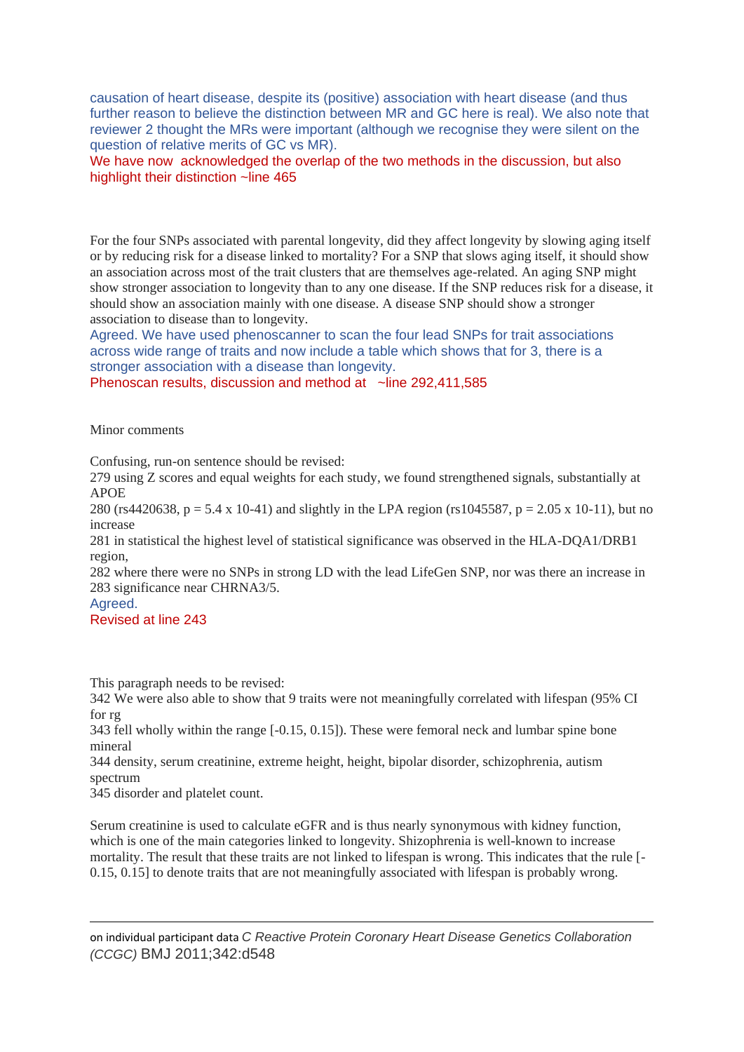causation of heart disease, despite its (positive) association with heart disease (and thus further reason to believe the distinction between MR and GC here is real). We also note that reviewer 2 thought the MRs were important (although we recognise they were silent on the question of relative merits of GC vs MR).

We have now acknowledged the overlap of the two methods in the discussion, but also highlight their distinction ~line 465

For the four SNPs associated with parental longevity, did they affect longevity by slowing aging itself or by reducing risk for a disease linked to mortality? For a SNP that slows aging itself, it should show an association across most of the trait clusters that are themselves age-related. An aging SNP might show stronger association to longevity than to any one disease. If the SNP reduces risk for a disease, it should show an association mainly with one disease. A disease SNP should show a stronger association to disease than to longevity.

Agreed. We have used phenoscanner to scan the four lead SNPs for trait associations across wide range of traits and now include a table which shows that for 3, there is a stronger association with a disease than longevity.

Phenoscan results, discussion and method at ~line 292,411,585

Minor comments

Confusing, run-on sentence should be revised:

279 using Z scores and equal weights for each study, we found strengthened signals, substantially at APOE

280 (rs4420638, p = 5.4 x 10-41) and slightly in the LPA region (rs1045587, p = 2.05 x 10-11), but no increase

281 in statistical the highest level of statistical significance was observed in the HLA-DQA1/DRB1 region,

282 where there were no SNPs in strong LD with the lead LifeGen SNP, nor was there an increase in

283 significance near CHRNA3/5.

Agreed.

Revised at line 243

This paragraph needs to be revised:

342 We were also able to show that 9 traits were not meaningfully correlated with lifespan (95% CI for rg

343 fell wholly within the range [-0.15, 0.15]). These were femoral neck and lumbar spine bone mineral

344 density, serum creatinine, extreme height, height, bipolar disorder, schizophrenia, autism spectrum

345 disorder and platelet count.

Serum creatinine is used to calculate eGFR and is thus nearly synonymous with kidney function, which is one of the main categories linked to longevity. Shizophrenia is well-known to increase mortality. The result that these traits are not linked to lifespan is wrong. This indicates that the rule [-0.15, 0.15] to denote traits that are not meaningfully associated with lifespan is probably wrong.

---

on individual participant data *C Reactive Protein Coronary Heart Disease Genetics Collaboration (CCGC)* BMJ 2011;342:d548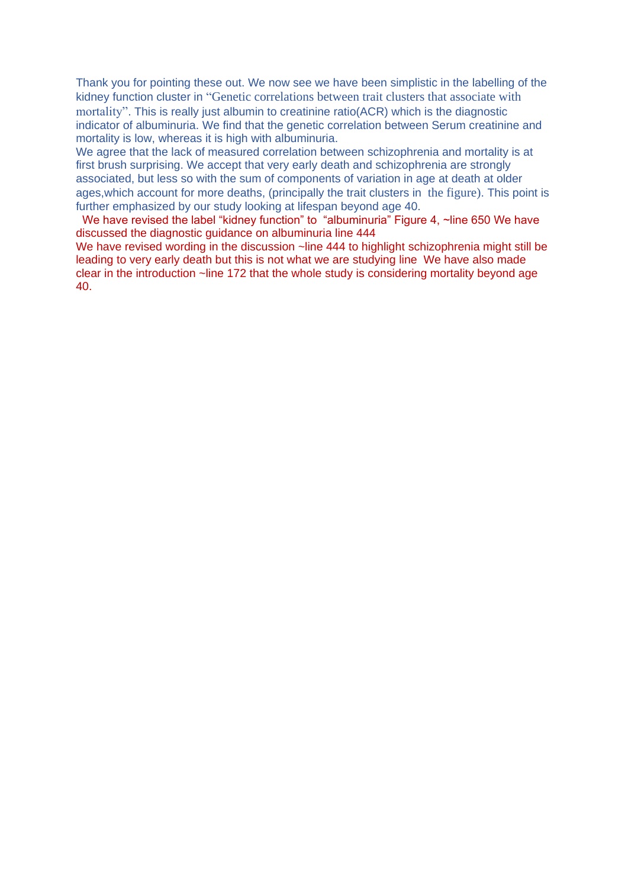Thank you for pointing these out. We now see we have been simplistic in the labelling of the kidney function cluster in “Genetic correlations between trait clusters that associate with mortality”. This is really just albumin to creatinine ratio(ACR) which is the diagnostic indicator of albuminuria. We find that the genetic correlation between Serum creatinine and mortality is low, whereas it is high with albuminuria.

We agree that the lack of measured correlation between schizophrenia and mortality is at first brush surprising. We accept that very early death and schizophrenia are strongly associated, but less so with the sum of components of variation in age at death at older ages,which account for more deaths, (principally the trait clusters in the figure). This point is further emphasized by our study looking at lifespan beyond age 40.

We have revised the label “kidney function” to “albuminuria” Figure 4, ~line 650 We have discussed the diagnostic guidance on albuminuria line 444

We have revised wording in the discussion ~line 444 to highlight schizophrenia might still be leading to very early death but this is not what we are studying line We have also made clear in the introduction ~line 172 that the whole study is considering mortality beyond age 40.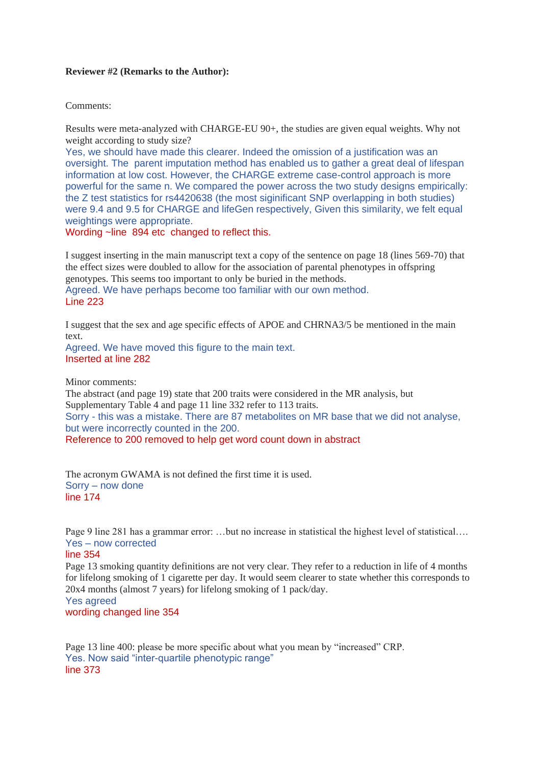**Reviewer #2 (Remarks to the Author):**

Comments:

Results were meta-analyzed with CHARGE-EU 90+, the studies are given equal weights. Why not weight according to study size?

Yes, we should have made this clearer. Indeed the omission of a justification was an oversight. The parent imputation method has enabled us to gather a great deal of lifespan information at low cost. However, the CHARGE extreme case-control approach is more powerful for the same n. We compared the power across the two study designs empirically: the Z test statistics for rs4420638 (the most siginificant SNP overlapping in both studies) were 9.4 and 9.5 for CHARGE and lifeGen respectively, Given this similarity, we felt equal weightings were appropriate.

Wording ~line 894 etc changed to reflect this.

I suggest inserting in the main manuscript text a copy of the sentence on page 18 (lines 569-70) that the effect sizes were doubled to allow for the association of parental phenotypes in offspring genotypes. This seems too important to only be buried in the methods.

Agreed. We have perhaps become too familiar with our own method.

Line 223

I suggest that the sex and age specific effects of APOE and CHRNA3/5 be mentioned in the main text.

Agreed. We have moved this figure to the main text.

Inserted at line 282

Minor comments:

The abstract (and page 19) state that 200 traits were considered in the MR analysis, but Supplementary Table 4 and page 11 line 332 refer to 113 traits.

Sorry - this was a mistake. There are 87 metabolites on MR base that we did not analyse, but were incorrectly counted in the 200.

Reference to 200 removed to help get word count down in abstract

The acronym GWAMA is not defined the first time it is used.

Sorry – now done

line 174

Page 9 line 281 has a grammar error: …but no increase in statistical the highest level of statistical….

Yes – now corrected

line 354

Page 13 smoking quantity definitions are not very clear. They refer to a reduction in life of 4 months for lifelong smoking of 1 cigarette per day. It would seem clearer to state whether this corresponds to 20x4 months (almost 7 years) for lifelong smoking of 1 pack/day.

Yes agreed

wording changed line 354

Page 13 line 400: please be more specific about what you mean by "increased" CRP.

Yes. Now said "inter-quartile phenotypic range"

line 373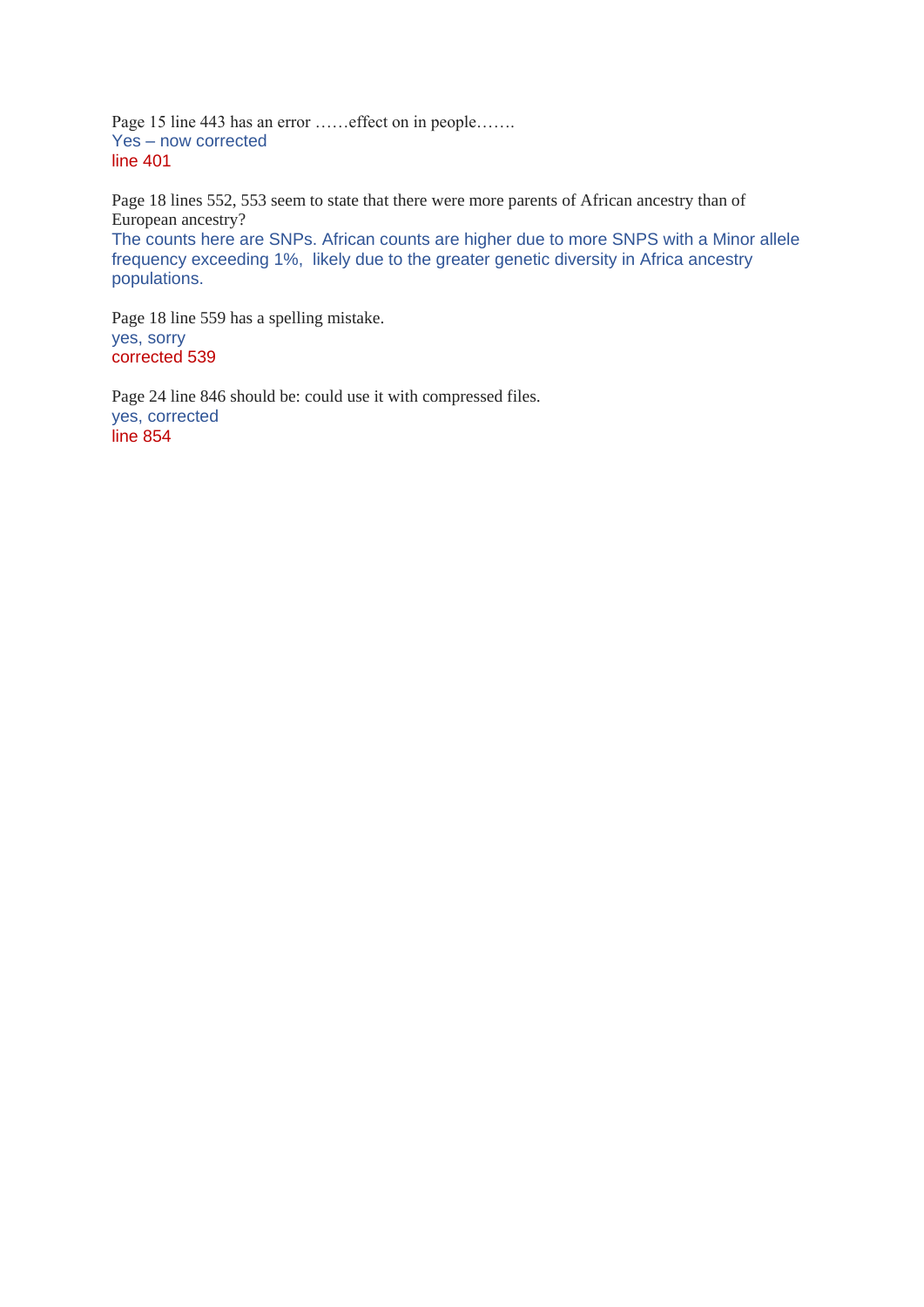Page 15 line 443 has an error ……effect on in people…….

Yes – now corrected

line 401

Page 18 lines 552, 553 seem to state that there were more parents of African ancestry than of European ancestry?

The counts here are SNPs. African counts are higher due to more SNPS with a Minor allele frequency exceeding 1%, likely due to the greater genetic diversity in Africa ancestry populations.

Page 18 line 559 has a spelling mistake.

yes, sorry

corrected 539

Page 24 line 846 should be: could use it with compressed files.

yes, corrected

line 854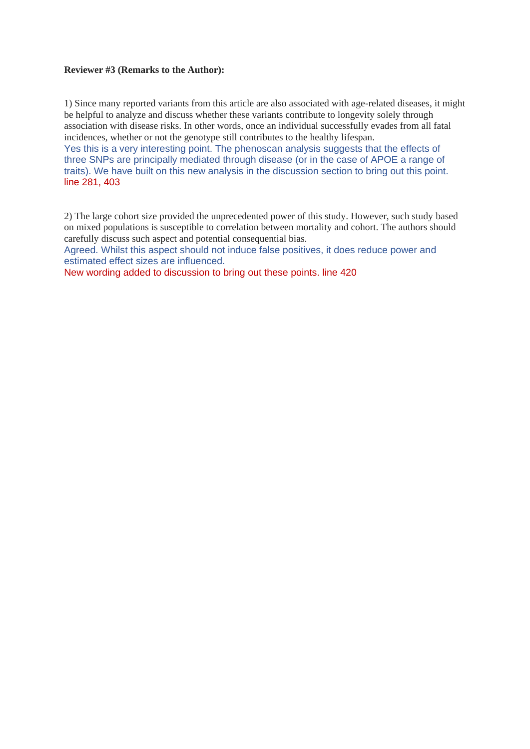**Reviewer #3 (Remarks to the Author):**

1) Since many reported variants from this article are also associated with age-related diseases, it might be helpful to analyze and discuss whether these variants contribute to longevity solely through association with disease risks. In other words, once an individual successfully evades from all fatal incidences, whether or not the genotype still contributes to the healthy lifespan.

Yes this is a very interesting point. The phenoscan analysis suggests that the effects of three SNPs are principally mediated through disease (or in the case of APOE a range of traits). We have built on this new analysis in the discussion section to bring out this point. line 281, 403

2) The large cohort size provided the unprecedented power of this study. However, such study based on mixed populations is susceptible to correlation between mortality and cohort. The authors should carefully discuss such aspect and potential consequential bias.

Agreed. Whilst this aspect should not induce false positives, it does reduce power and estimated effect sizes are influenced.

New wording added to discussion to bring out these points. line 420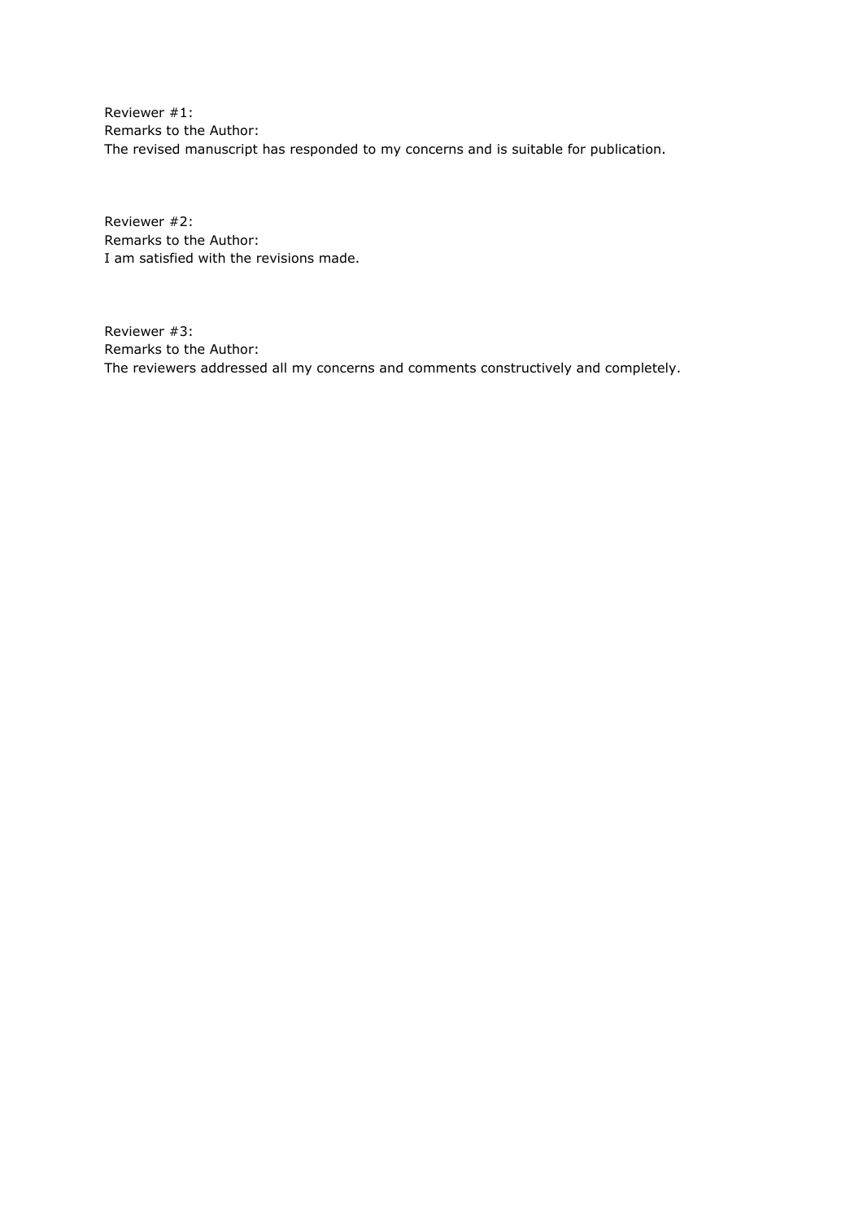Reviewer #1:
Remarks to the Author:
The revised manuscript has responded to my concerns and is suitable for publication.

Reviewer #2:
Remarks to the Author:
I am satisfied with the revisions made.

Reviewer #3:
Remarks to the Author:
The reviewers addressed all my concerns and comments constructively and completely.